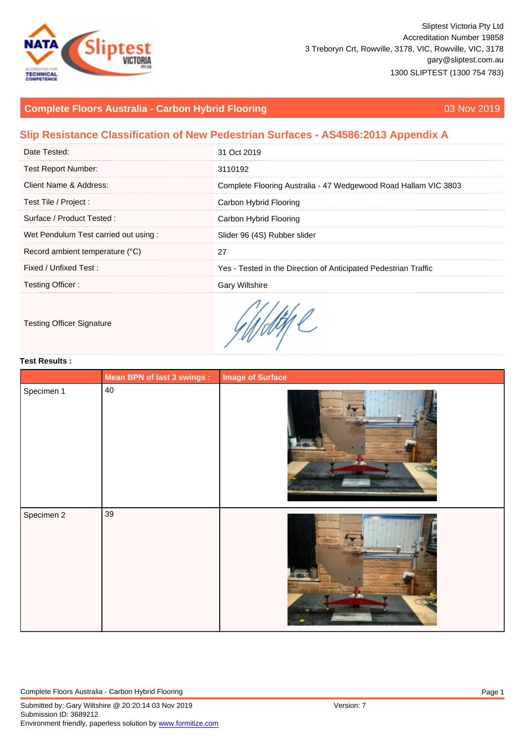Sliptest Victoria Pty Ltd
Accreditation Number 19858
3 Treboryn Crt, Rowville, 3178, VIC, Rowville, VIC, 3178
gary@sliptest.com.au
1300 SLIPTEST (1300 754 783)

## Complete Floors Australia - Carbon Hybrid Flooring

03 Nov 2019

## Slip Resistance Classification of New Pedestrian Surfaces - AS4586:2013 Appendix A

| | |
|---|---|
| Date Tested: | 31 Oct 2019 |
| Test Report Number: | 3110192 |
| Client Name & Address: | Complete Flooring Australia - 47 Wedgewood Road Hallam VIC 3803 |
| Test Tile / Project : | Carbon Hybrid Flooring |
| Surface / Product Tested : | Carbon Hybrid Flooring |
| Wet Pendulum Test carried out using : | Slider 96 (4S) Rubber slider |
| Record ambient temperature (°C) | 27 |
| Fixed / Unfixed Test : | Yes - Tested in the Direction of Anticipated Pedestrian Traffic |
| Testing Officer : | Gary Wiltshire |
| Testing Officer Signature | |

**Test Results :**

| | Mean BPN of last 3 swings : | Image of Surface |
|---|---|---|
| Specimen 1 | 40 | |
| Specimen 2 | 39 | |

Submitted by: Gary Wiltshire @ 20:20:14 03 Nov 2019
Submission ID: 3689212
Version: 7
Environment friendly, paperless solution by www.formitize.com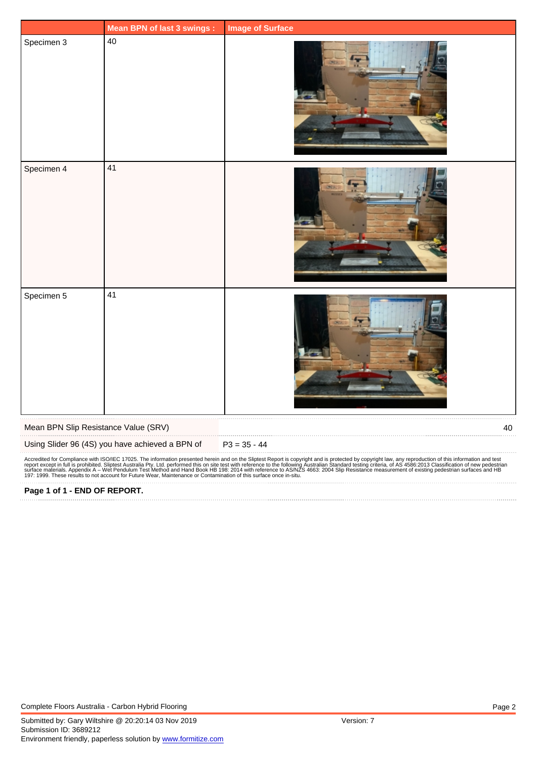| | Mean BPN of last 3 swings : | Image of Surface |
| --- | --- | --- |
| Specimen 3 | 40 | |
| Specimen 4 | 41 | |
| Specimen 5 | 41 | |

| | |
| --- | --- |
| Mean BPN Slip Resistance Value (SRV) | 40 |
| Using Slider 96 (4S) you have achieved a BPN of | P3 = 35 - 44 |

Accredited for Compliance with ISO/IEC 17025. The information presented herein and on the Sliptest Report is copyright and is protected by copyright law, any reproduction of this information and test report except in full is prohibited. Sliptest Australia Pty. Ltd. performed this on site test with reference to the following Australian Standard testing criteria, of AS 4586:2013 Classification of new pedestrian surface materials. Appendix A – Wet Pendulum Test Method and Hand Book HB 198: 2014 with reference to AS/NZS 4663: 2004 Slip Resistance measurement of existing pedestrian surfaces and HB 197: 1999. These results to not account for Future Wear, Maintenance or Contamination of this surface once in-situ.

**Page 1 of 1 - END OF REPORT.**

Complete Floors Australia - Carbon Hybrid Flooring

Submitted by: Gary Wiltshire @ 20:20:14 03 Nov 2019

Version: 7

Submission ID: 3689212

Environment friendly, paperless solution by www.formitize.com